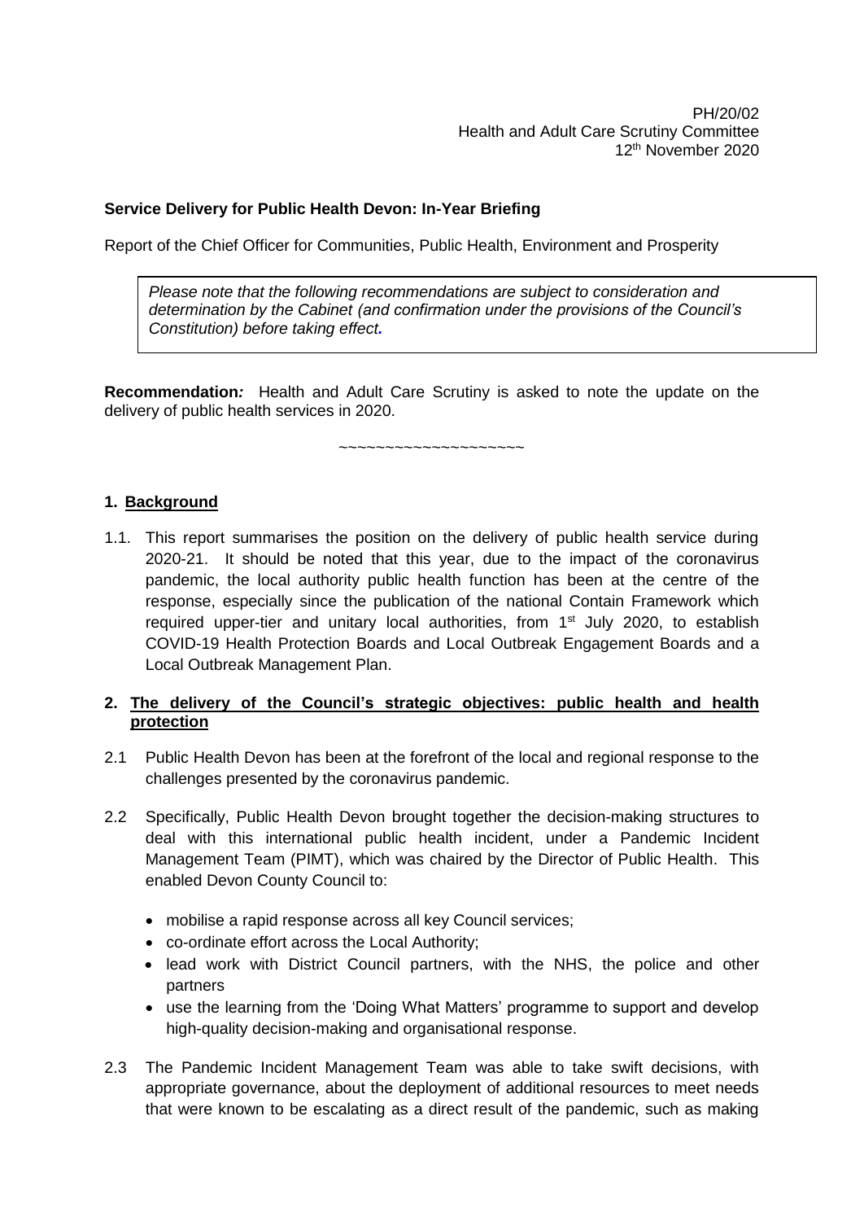PH/20/02
Health and Adult Care Scrutiny Committee
12th November 2020

**Service Delivery for Public Health Devon: In-Year Briefing**

Report of the Chief Officer for Communities, Public Health, Environment and Prosperity

*Please note that the following recommendations are subject to consideration and determination by the Cabinet (and confirmation under the provisions of the Council's Constitution) before taking effect.*

**Recommendation:** Health and Adult Care Scrutiny is asked to note the update on the delivery of public health services in 2020.

~~~~~~~~~~~~~~~~~~~~

## 1. Background

1.1. This report summarises the position on the delivery of public health service during 2020-21. It should be noted that this year, due to the impact of the coronavirus pandemic, the local authority public health function has been at the centre of the response, especially since the publication of the national Contain Framework which required upper-tier and unitary local authorities, from 1st July 2020, to establish COVID-19 Health Protection Boards and Local Outbreak Engagement Boards and a Local Outbreak Management Plan.

## 2. The delivery of the Council's strategic objectives: public health and health protection

2.1 Public Health Devon has been at the forefront of the local and regional response to the challenges presented by the coronavirus pandemic.

2.2 Specifically, Public Health Devon brought together the decision-making structures to deal with this international public health incident, under a Pandemic Incident Management Team (PIMT), which was chaired by the Director of Public Health. This enabled Devon County Council to:

- mobilise a rapid response across all key Council services;
- co-ordinate effort across the Local Authority;
- lead work with District Council partners, with the NHS, the police and other partners
- use the learning from the 'Doing What Matters' programme to support and develop high-quality decision-making and organisational response.

2.3 The Pandemic Incident Management Team was able to take swift decisions, with appropriate governance, about the deployment of additional resources to meet needs that were known to be escalating as a direct result of the pandemic, such as making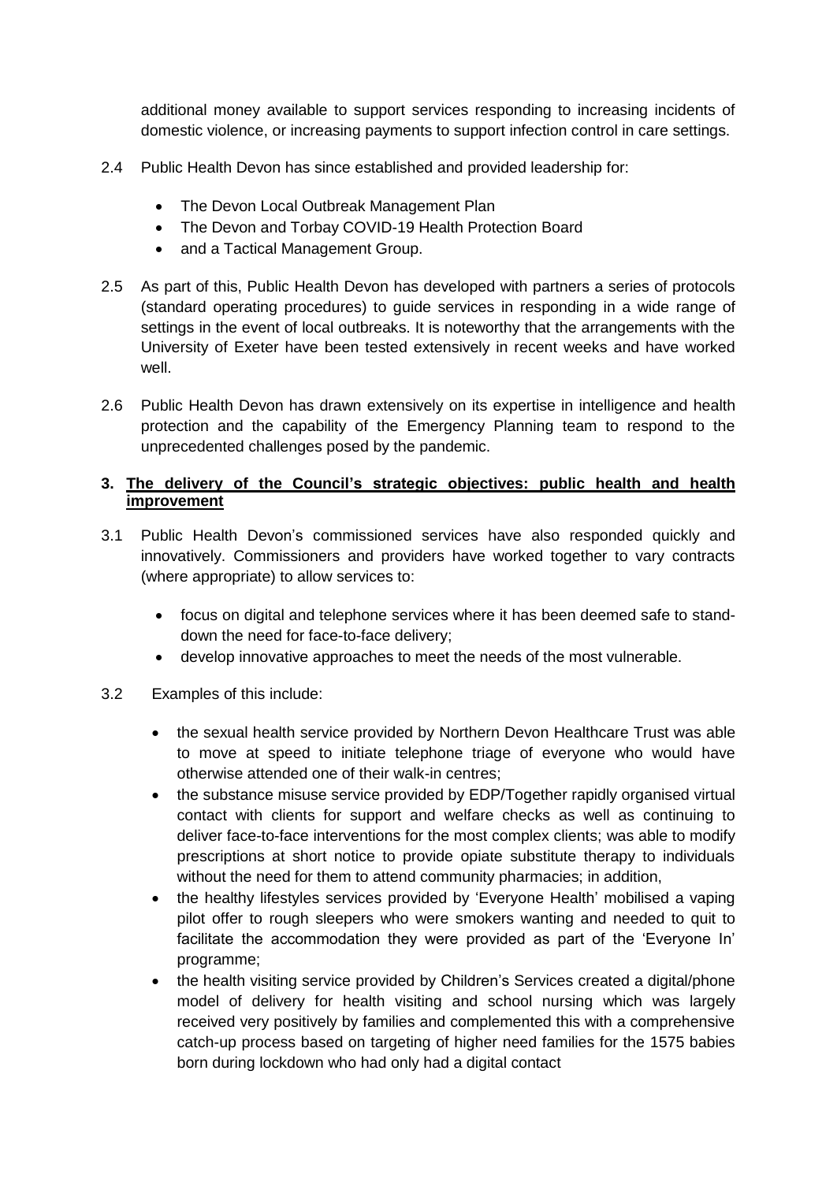additional money available to support services responding to increasing incidents of domestic violence, or increasing payments to support infection control in care settings.

2.4 Public Health Devon has since established and provided leadership for:

- The Devon Local Outbreak Management Plan
- The Devon and Torbay COVID-19 Health Protection Board
- and a Tactical Management Group.

2.5 As part of this, Public Health Devon has developed with partners a series of protocols (standard operating procedures) to guide services in responding in a wide range of settings in the event of local outbreaks. It is noteworthy that the arrangements with the University of Exeter have been tested extensively in recent weeks and have worked well.

2.6 Public Health Devon has drawn extensively on its expertise in intelligence and health protection and the capability of the Emergency Planning team to respond to the unprecedented challenges posed by the pandemic.

## 3. The delivery of the Council's strategic objectives: public health and health improvement

3.1 Public Health Devon's commissioned services have also responded quickly and innovatively. Commissioners and providers have worked together to vary contracts (where appropriate) to allow services to:

- focus on digital and telephone services where it has been deemed safe to stand-down the need for face-to-face delivery;
- develop innovative approaches to meet the needs of the most vulnerable.

3.2 Examples of this include:

- the sexual health service provided by Northern Devon Healthcare Trust was able to move at speed to initiate telephone triage of everyone who would have otherwise attended one of their walk-in centres;
- the substance misuse service provided by EDP/Together rapidly organised virtual contact with clients for support and welfare checks as well as continuing to deliver face-to-face interventions for the most complex clients; was able to modify prescriptions at short notice to provide opiate substitute therapy to individuals without the need for them to attend community pharmacies; in addition,
- the healthy lifestyles services provided by 'Everyone Health' mobilised a vaping pilot offer to rough sleepers who were smokers wanting and needed to quit to facilitate the accommodation they were provided as part of the 'Everyone In' programme;
- the health visiting service provided by Children's Services created a digital/phone model of delivery for health visiting and school nursing which was largely received very positively by families and complemented this with a comprehensive catch-up process based on targeting of higher need families for the 1575 babies born during lockdown who had only had a digital contact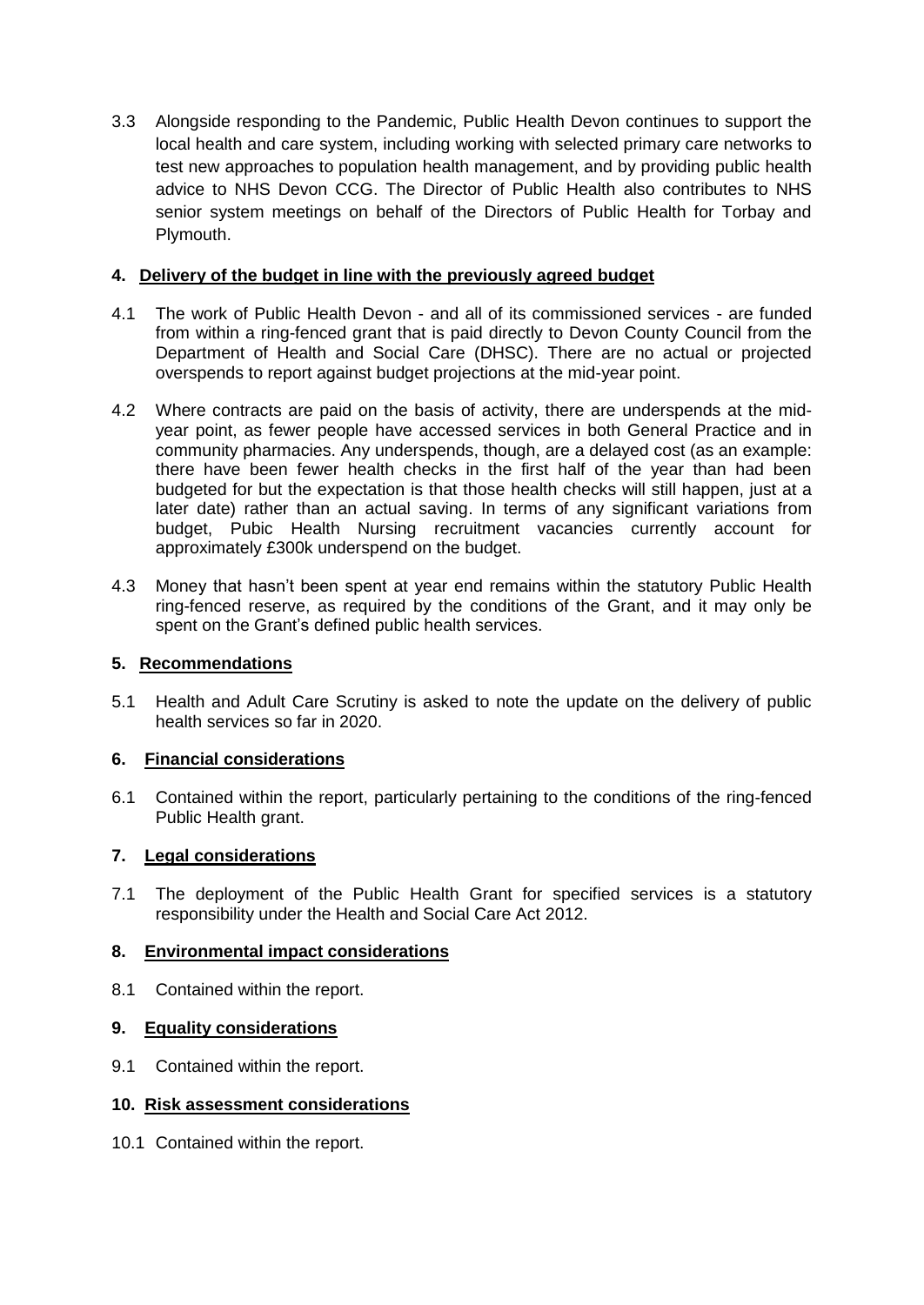3.3 Alongside responding to the Pandemic, Public Health Devon continues to support the local health and care system, including working with selected primary care networks to test new approaches to population health management, and by providing public health advice to NHS Devon CCG. The Director of Public Health also contributes to NHS senior system meetings on behalf of the Directors of Public Health for Torbay and Plymouth.

## 4. Delivery of the budget in line with the previously agreed budget

4.1 The work of Public Health Devon - and all of its commissioned services - are funded from within a ring-fenced grant that is paid directly to Devon County Council from the Department of Health and Social Care (DHSC). There are no actual or projected overspends to report against budget projections at the mid-year point.

4.2 Where contracts are paid on the basis of activity, there are underspends at the mid-year point, as fewer people have accessed services in both General Practice and in community pharmacies. Any underspends, though, are a delayed cost (as an example: there have been fewer health checks in the first half of the year than had been budgeted for but the expectation is that those health checks will still happen, just at a later date) rather than an actual saving. In terms of any significant variations from budget, Pubic Health Nursing recruitment vacancies currently account for approximately £300k underspend on the budget.

4.3 Money that hasn't been spent at year end remains within the statutory Public Health ring-fenced reserve, as required by the conditions of the Grant, and it may only be spent on the Grant's defined public health services.

## 5. Recommendations

5.1 Health and Adult Care Scrutiny is asked to note the update on the delivery of public health services so far in 2020.

## 6. Financial considerations

6.1 Contained within the report, particularly pertaining to the conditions of the ring-fenced Public Health grant.

## 7. Legal considerations

7.1 The deployment of the Public Health Grant for specified services is a statutory responsibility under the Health and Social Care Act 2012.

## 8. Environmental impact considerations

8.1 Contained within the report.

## 9. Equality considerations

9.1 Contained within the report.

## 10. Risk assessment considerations

10.1 Contained within the report.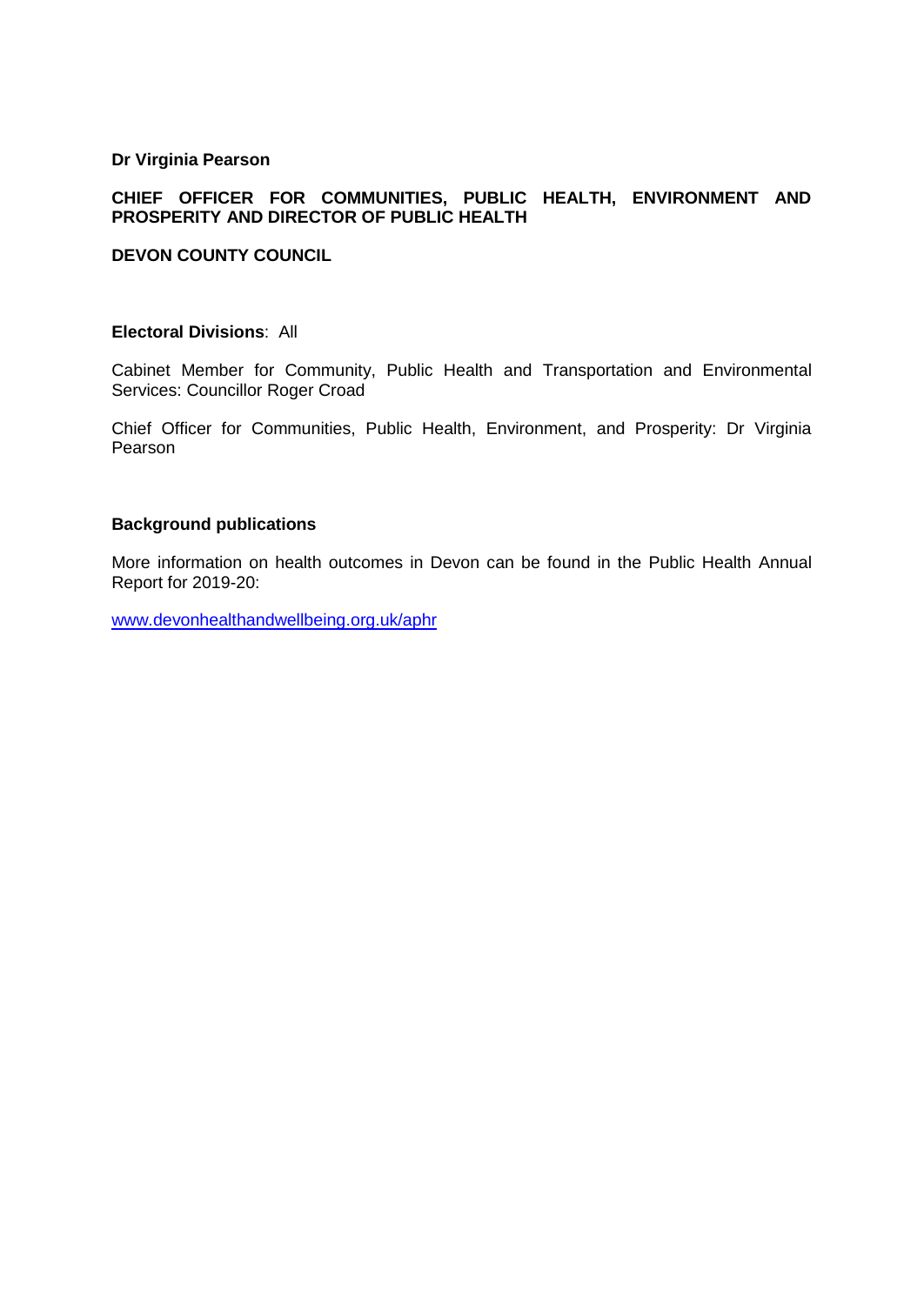**Dr Virginia Pearson**

**CHIEF OFFICER FOR COMMUNITIES, PUBLIC HEALTH, ENVIRONMENT AND PROSPERITY AND DIRECTOR OF PUBLIC HEALTH**

**DEVON COUNTY COUNCIL**

**Electoral Divisions**: All

Cabinet Member for Community, Public Health and Transportation and Environmental Services: Councillor Roger Croad

Chief Officer for Communities, Public Health, Environment, and Prosperity: Dr Virginia Pearson

**Background publications**

More information on health outcomes in Devon can be found in the Public Health Annual Report for 2019-20:

www.devonhealthandwellbeing.org.uk/aphr